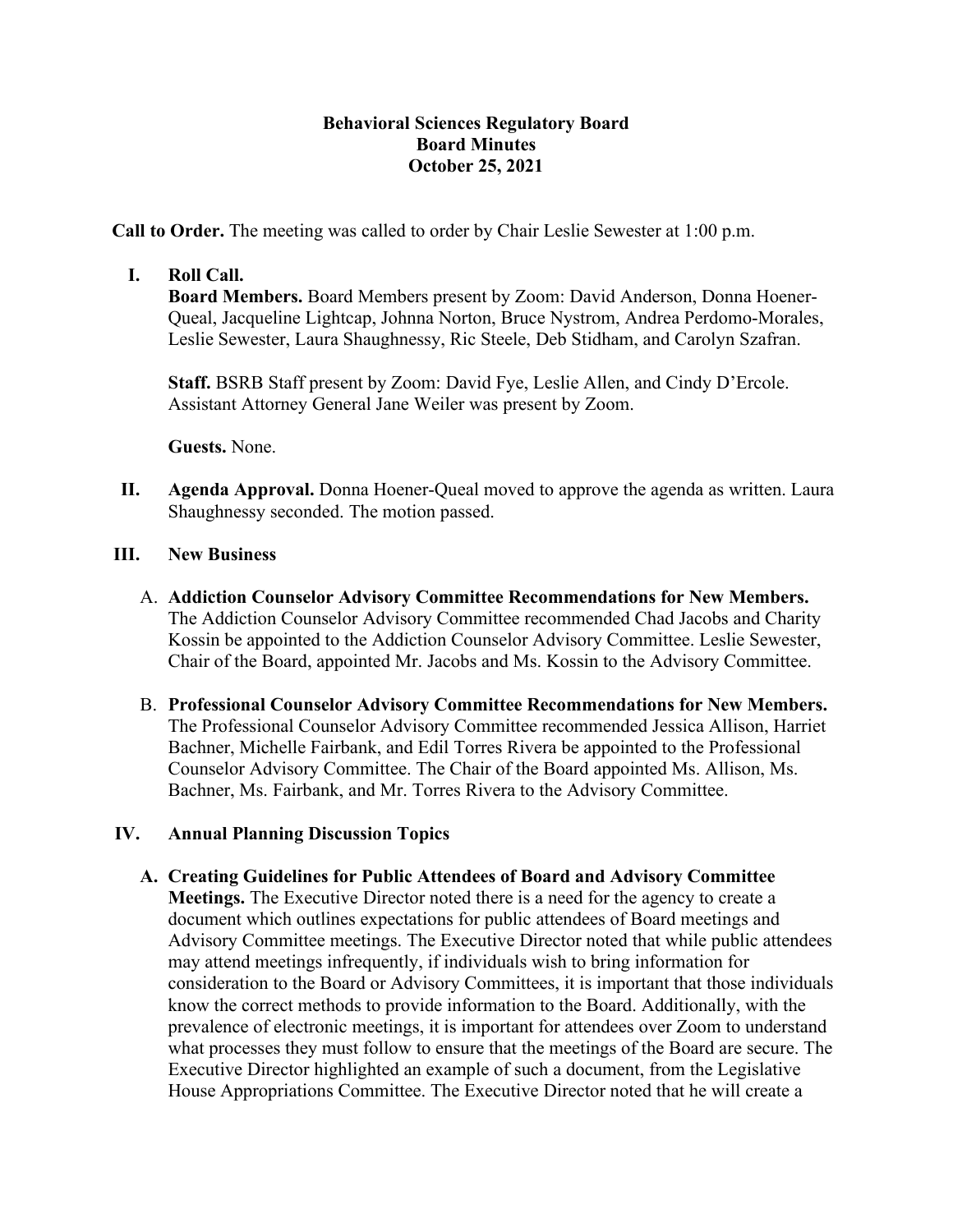**Behavioral Sciences Regulatory Board**
**Board Minutes**
**October 25, 2021**

**Call to Order.** The meeting was called to order by Chair Leslie Sewester at 1:00 p.m.

**I. Roll Call.**

**Board Members.** Board Members present by Zoom: David Anderson, Donna Hoener-Queal, Jacqueline Lightcap, Johnna Norton, Bruce Nystrom, Andrea Perdomo-Morales, Leslie Sewester, Laura Shaughnessy, Ric Steele, Deb Stidham, and Carolyn Szafran.

**Staff.** BSRB Staff present by Zoom: David Fye, Leslie Allen, and Cindy D'Ercole. Assistant Attorney General Jane Weiler was present by Zoom.

**Guests.** None.

**II. Agenda Approval.** Donna Hoener-Queal moved to approve the agenda as written. Laura Shaughnessy seconded. The motion passed.

**III. New Business**

A. **Addiction Counselor Advisory Committee Recommendations for New Members.** The Addiction Counselor Advisory Committee recommended Chad Jacobs and Charity Kossin be appointed to the Addiction Counselor Advisory Committee. Leslie Sewester, Chair of the Board, appointed Mr. Jacobs and Ms. Kossin to the Advisory Committee.

B. **Professional Counselor Advisory Committee Recommendations for New Members.** The Professional Counselor Advisory Committee recommended Jessica Allison, Harriet Bachner, Michelle Fairbank, and Edil Torres Rivera be appointed to the Professional Counselor Advisory Committee. The Chair of the Board appointed Ms. Allison, Ms. Bachner, Ms. Fairbank, and Mr. Torres Rivera to the Advisory Committee.

**IV. Annual Planning Discussion Topics**

**A. Creating Guidelines for Public Attendees of Board and Advisory Committee Meetings.** The Executive Director noted there is a need for the agency to create a document which outlines expectations for public attendees of Board meetings and Advisory Committee meetings. The Executive Director noted that while public attendees may attend meetings infrequently, if individuals wish to bring information for consideration to the Board or Advisory Committees, it is important that those individuals know the correct methods to provide information to the Board. Additionally, with the prevalence of electronic meetings, it is important for attendees over Zoom to understand what processes they must follow to ensure that the meetings of the Board are secure. The Executive Director highlighted an example of such a document, from the Legislative House Appropriations Committee. The Executive Director noted that he will create a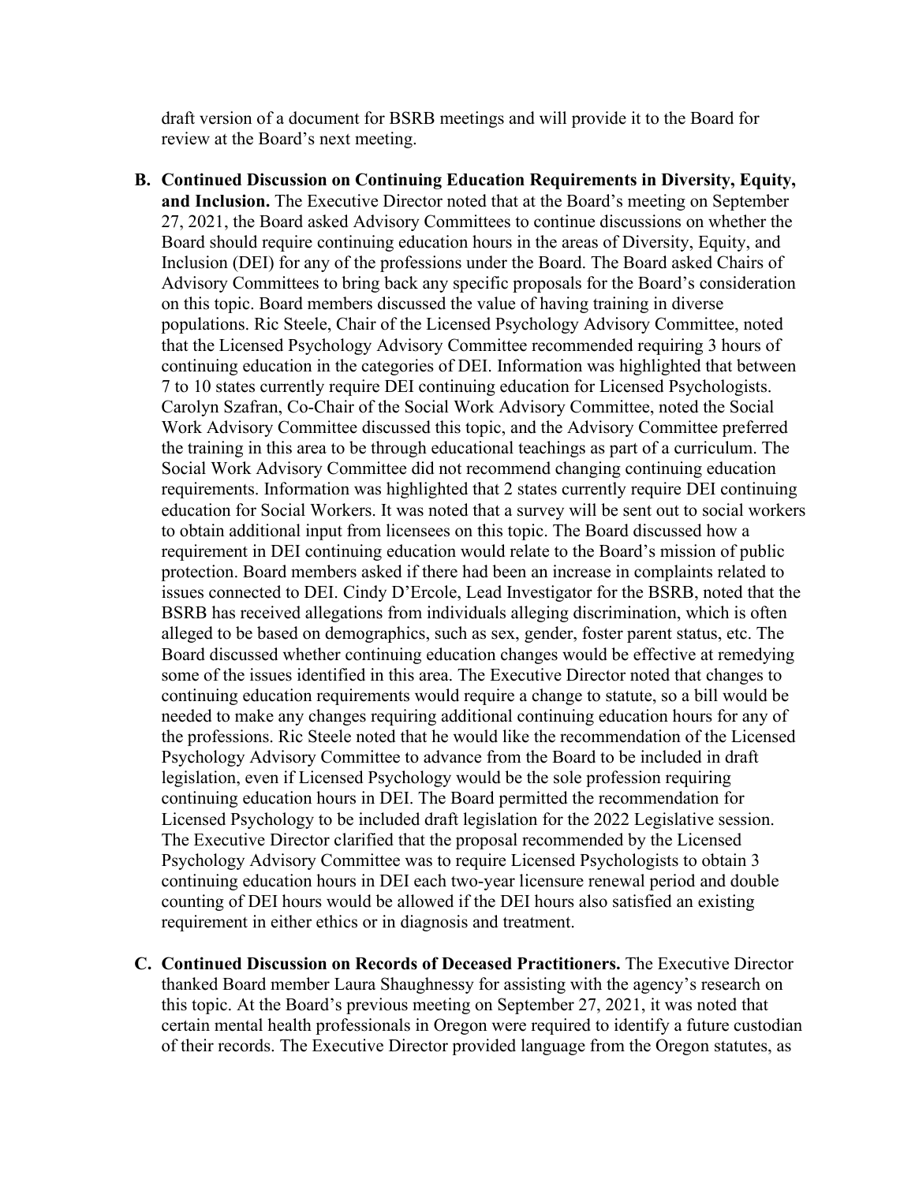draft version of a document for BSRB meetings and will provide it to the Board for review at the Board's next meeting.

**B. Continued Discussion on Continuing Education Requirements in Diversity, Equity, and Inclusion.** The Executive Director noted that at the Board's meeting on September 27, 2021, the Board asked Advisory Committees to continue discussions on whether the Board should require continuing education hours in the areas of Diversity, Equity, and Inclusion (DEI) for any of the professions under the Board. The Board asked Chairs of Advisory Committees to bring back any specific proposals for the Board's consideration on this topic. Board members discussed the value of having training in diverse populations. Ric Steele, Chair of the Licensed Psychology Advisory Committee, noted that the Licensed Psychology Advisory Committee recommended requiring 3 hours of continuing education in the categories of DEI. Information was highlighted that between 7 to 10 states currently require DEI continuing education for Licensed Psychologists. Carolyn Szafran, Co-Chair of the Social Work Advisory Committee, noted the Social Work Advisory Committee discussed this topic, and the Advisory Committee preferred the training in this area to be through educational teachings as part of a curriculum. The Social Work Advisory Committee did not recommend changing continuing education requirements. Information was highlighted that 2 states currently require DEI continuing education for Social Workers. It was noted that a survey will be sent out to social workers to obtain additional input from licensees on this topic. The Board discussed how a requirement in DEI continuing education would relate to the Board's mission of public protection. Board members asked if there had been an increase in complaints related to issues connected to DEI. Cindy D'Ercole, Lead Investigator for the BSRB, noted that the BSRB has received allegations from individuals alleging discrimination, which is often alleged to be based on demographics, such as sex, gender, foster parent status, etc. The Board discussed whether continuing education changes would be effective at remedying some of the issues identified in this area. The Executive Director noted that changes to continuing education requirements would require a change to statute, so a bill would be needed to make any changes requiring additional continuing education hours for any of the professions. Ric Steele noted that he would like the recommendation of the Licensed Psychology Advisory Committee to advance from the Board to be included in draft legislation, even if Licensed Psychology would be the sole profession requiring continuing education hours in DEI. The Board permitted the recommendation for Licensed Psychology to be included draft legislation for the 2022 Legislative session. The Executive Director clarified that the proposal recommended by the Licensed Psychology Advisory Committee was to require Licensed Psychologists to obtain 3 continuing education hours in DEI each two-year licensure renewal period and double counting of DEI hours would be allowed if the DEI hours also satisfied an existing requirement in either ethics or in diagnosis and treatment.

**C. Continued Discussion on Records of Deceased Practitioners.** The Executive Director thanked Board member Laura Shaughnessy for assisting with the agency's research on this topic. At the Board's previous meeting on September 27, 2021, it was noted that certain mental health professionals in Oregon were required to identify a future custodian of their records. The Executive Director provided language from the Oregon statutes, as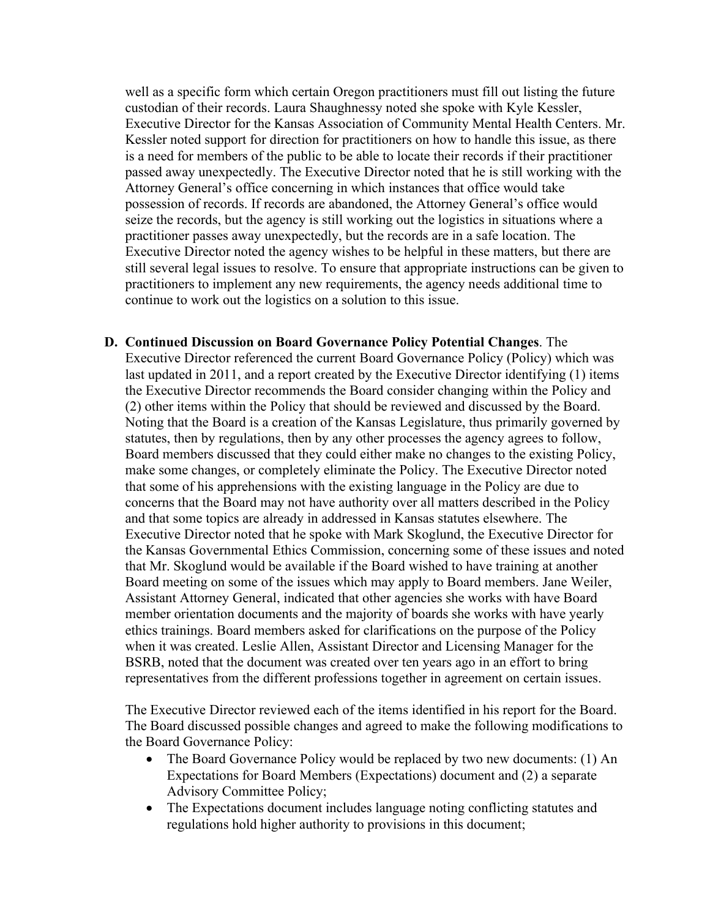well as a specific form which certain Oregon practitioners must fill out listing the future custodian of their records. Laura Shaughnessy noted she spoke with Kyle Kessler, Executive Director for the Kansas Association of Community Mental Health Centers. Mr. Kessler noted support for direction for practitioners on how to handle this issue, as there is a need for members of the public to be able to locate their records if their practitioner passed away unexpectedly. The Executive Director noted that he is still working with the Attorney General's office concerning in which instances that office would take possession of records. If records are abandoned, the Attorney General's office would seize the records, but the agency is still working out the logistics in situations where a practitioner passes away unexpectedly, but the records are in a safe location. The Executive Director noted the agency wishes to be helpful in these matters, but there are still several legal issues to resolve. To ensure that appropriate instructions can be given to practitioners to implement any new requirements, the agency needs additional time to continue to work out the logistics on a solution to this issue.

**D. Continued Discussion on Board Governance Policy Potential Changes**. The Executive Director referenced the current Board Governance Policy (Policy) which was last updated in 2011, and a report created by the Executive Director identifying (1) items the Executive Director recommends the Board consider changing within the Policy and (2) other items within the Policy that should be reviewed and discussed by the Board. Noting that the Board is a creation of the Kansas Legislature, thus primarily governed by statutes, then by regulations, then by any other processes the agency agrees to follow, Board members discussed that they could either make no changes to the existing Policy, make some changes, or completely eliminate the Policy. The Executive Director noted that some of his apprehensions with the existing language in the Policy are due to concerns that the Board may not have authority over all matters described in the Policy and that some topics are already in addressed in Kansas statutes elsewhere. The Executive Director noted that he spoke with Mark Skoglund, the Executive Director for the Kansas Governmental Ethics Commission, concerning some of these issues and noted that Mr. Skoglund would be available if the Board wished to have training at another Board meeting on some of the issues which may apply to Board members. Jane Weiler, Assistant Attorney General, indicated that other agencies she works with have Board member orientation documents and the majority of boards she works with have yearly ethics trainings. Board members asked for clarifications on the purpose of the Policy when it was created. Leslie Allen, Assistant Director and Licensing Manager for the BSRB, noted that the document was created over ten years ago in an effort to bring representatives from the different professions together in agreement on certain issues.

The Executive Director reviewed each of the items identified in his report for the Board. The Board discussed possible changes and agreed to make the following modifications to the Board Governance Policy:

- The Board Governance Policy would be replaced by two new documents: (1) An Expectations for Board Members (Expectations) document and (2) a separate Advisory Committee Policy;
- The Expectations document includes language noting conflicting statutes and regulations hold higher authority to provisions in this document;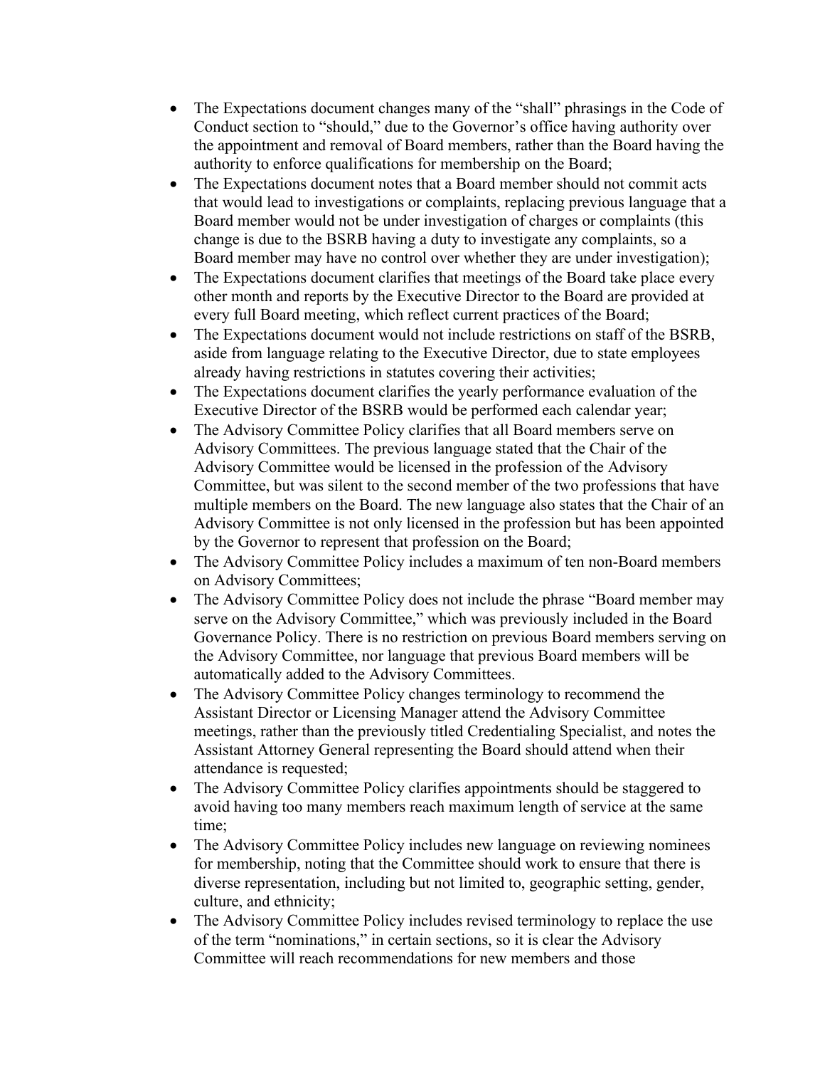- The Expectations document changes many of the "shall" phrasings in the Code of Conduct section to "should," due to the Governor's office having authority over the appointment and removal of Board members, rather than the Board having the authority to enforce qualifications for membership on the Board;
- The Expectations document notes that a Board member should not commit acts that would lead to investigations or complaints, replacing previous language that a Board member would not be under investigation of charges or complaints (this change is due to the BSRB having a duty to investigate any complaints, so a Board member may have no control over whether they are under investigation);
- The Expectations document clarifies that meetings of the Board take place every other month and reports by the Executive Director to the Board are provided at every full Board meeting, which reflect current practices of the Board;
- The Expectations document would not include restrictions on staff of the BSRB, aside from language relating to the Executive Director, due to state employees already having restrictions in statutes covering their activities;
- The Expectations document clarifies the yearly performance evaluation of the Executive Director of the BSRB would be performed each calendar year;
- The Advisory Committee Policy clarifies that all Board members serve on Advisory Committees. The previous language stated that the Chair of the Advisory Committee would be licensed in the profession of the Advisory Committee, but was silent to the second member of the two professions that have multiple members on the Board. The new language also states that the Chair of an Advisory Committee is not only licensed in the profession but has been appointed by the Governor to represent that profession on the Board;
- The Advisory Committee Policy includes a maximum of ten non-Board members on Advisory Committees;
- The Advisory Committee Policy does not include the phrase "Board member may serve on the Advisory Committee," which was previously included in the Board Governance Policy. There is no restriction on previous Board members serving on the Advisory Committee, nor language that previous Board members will be automatically added to the Advisory Committees.
- The Advisory Committee Policy changes terminology to recommend the Assistant Director or Licensing Manager attend the Advisory Committee meetings, rather than the previously titled Credentialing Specialist, and notes the Assistant Attorney General representing the Board should attend when their attendance is requested;
- The Advisory Committee Policy clarifies appointments should be staggered to avoid having too many members reach maximum length of service at the same time;
- The Advisory Committee Policy includes new language on reviewing nominees for membership, noting that the Committee should work to ensure that there is diverse representation, including but not limited to, geographic setting, gender, culture, and ethnicity;
- The Advisory Committee Policy includes revised terminology to replace the use of the term "nominations," in certain sections, so it is clear the Advisory Committee will reach recommendations for new members and those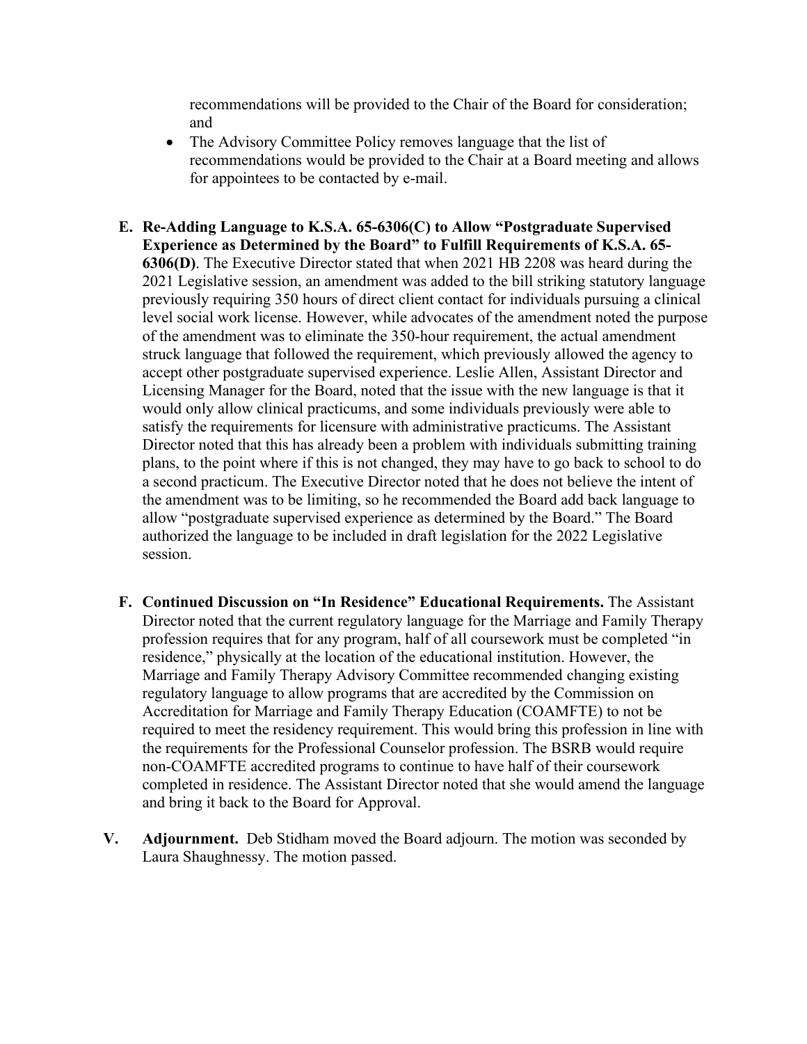recommendations will be provided to the Chair of the Board for consideration; and

- The Advisory Committee Policy removes language that the list of recommendations would be provided to the Chair at a Board meeting and allows for appointees to be contacted by e-mail.

**E. Re-Adding Language to K.S.A. 65-6306(C) to Allow "Postgraduate Supervised Experience as Determined by the Board" to Fulfill Requirements of K.S.A. 65-6306(D)**. The Executive Director stated that when 2021 HB 2208 was heard during the 2021 Legislative session, an amendment was added to the bill striking statutory language previously requiring 350 hours of direct client contact for individuals pursuing a clinical level social work license. However, while advocates of the amendment noted the purpose of the amendment was to eliminate the 350-hour requirement, the actual amendment struck language that followed the requirement, which previously allowed the agency to accept other postgraduate supervised experience. Leslie Allen, Assistant Director and Licensing Manager for the Board, noted that the issue with the new language is that it would only allow clinical practicums, and some individuals previously were able to satisfy the requirements for licensure with administrative practicums. The Assistant Director noted that this has already been a problem with individuals submitting training plans, to the point where if this is not changed, they may have to go back to school to do a second practicum. The Executive Director noted that he does not believe the intent of the amendment was to be limiting, so he recommended the Board add back language to allow "postgraduate supervised experience as determined by the Board." The Board authorized the language to be included in draft legislation for the 2022 Legislative session.

**F. Continued Discussion on "In Residence" Educational Requirements.** The Assistant Director noted that the current regulatory language for the Marriage and Family Therapy profession requires that for any program, half of all coursework must be completed "in residence," physically at the location of the educational institution. However, the Marriage and Family Therapy Advisory Committee recommended changing existing regulatory language to allow programs that are accredited by the Commission on Accreditation for Marriage and Family Therapy Education (COAMFTE) to not be required to meet the residency requirement. This would bring this profession in line with the requirements for the Professional Counselor profession. The BSRB would require non-COAMFTE accredited programs to continue to have half of their coursework completed in residence. The Assistant Director noted that she would amend the language and bring it back to the Board for Approval.

**V. Adjournment.** Deb Stidham moved the Board adjourn. The motion was seconded by Laura Shaughnessy. The motion passed.